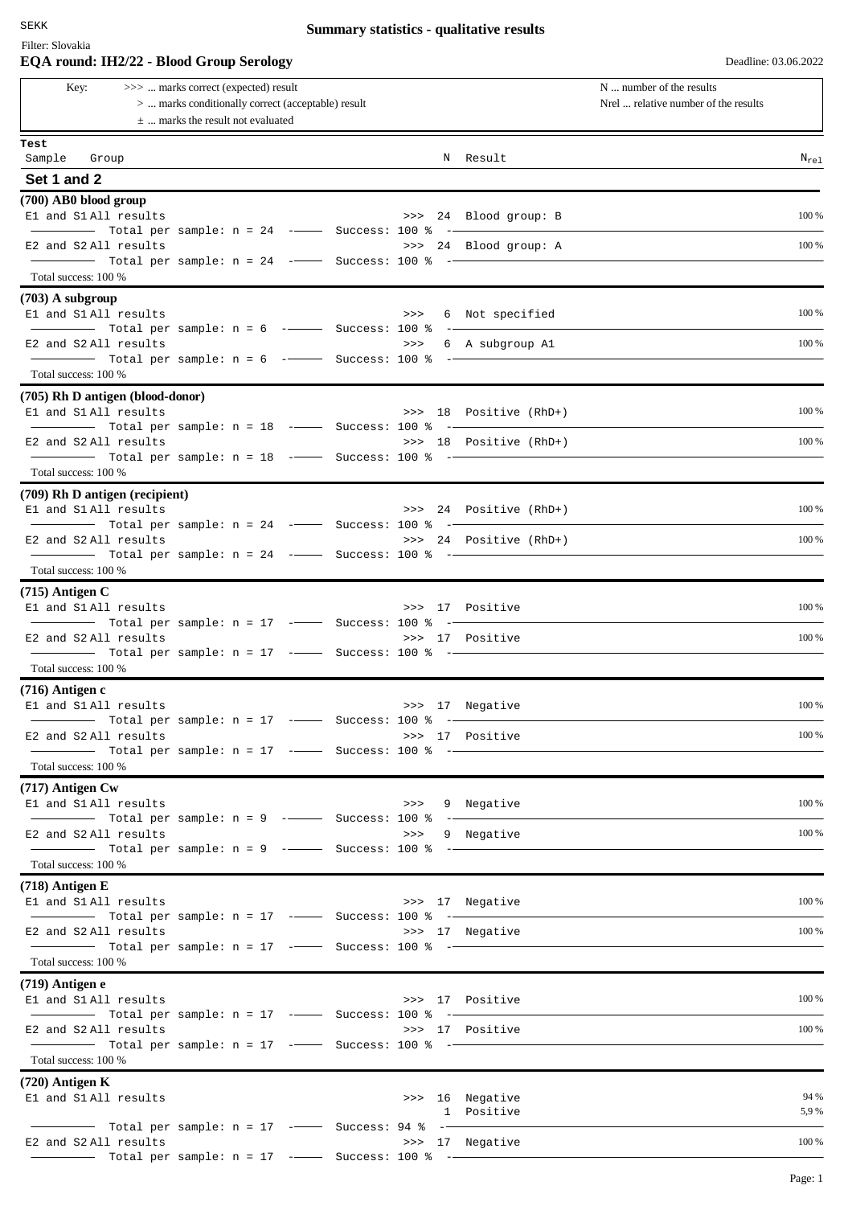SEKK

# Summary statistics - qualitative results

Filter: Slovakia

## EQA round: IH2/22 - Blood Group Serology

Deadline: 03.06.2022

Key:
- `>>>` ... marks correct (expected) result
- `>` ... marks conditionally correct (acceptable) result
- ± ... marks the result not evaluated

N ... number of the results
Nrel ... relative number of the results

| Test / Sample | Group | | N | Result | $N_{rel}$ |
|---|---|---|---|---|---|
| **Set 1 and 2** | | | | | |
| **(700) AB0 blood group** | | | | | |
| E1 and S1 | All results | >>> | 24 | Blood group: B | 100 % |
| | Total per sample: n = 24 | Success: 100 % | | | |
| E2 and S2 | All results | >>> | 24 | Blood group: A | 100 % |
| | Total per sample: n = 24 | Success: 100 % | | | |
| Total success: 100 % | | | | | |
| **(703) A subgroup** | | | | | |
| E1 and S1 | All results | >>> | 6 | Not specified | 100 % |
| | Total per sample: n = 6 | Success: 100 % | | | |
| E2 and S2 | All results | >>> | 6 | A subgroup A1 | 100 % |
| | Total per sample: n = 6 | Success: 100 % | | | |
| Total success: 100 % | | | | | |
| **(705) Rh D antigen (blood-donor)** | | | | | |
| E1 and S1 | All results | >>> | 18 | Positive (RhD+) | 100 % |
| | Total per sample: n = 18 | Success: 100 % | | | |
| E2 and S2 | All results | >>> | 18 | Positive (RhD+) | 100 % |
| | Total per sample: n = 18 | Success: 100 % | | | |
| Total success: 100 % | | | | | |
| **(709) Rh D antigen (recipient)** | | | | | |
| E1 and S1 | All results | >>> | 24 | Positive (RhD+) | 100 % |
| | Total per sample: n = 24 | Success: 100 % | | | |
| E2 and S2 | All results | >>> | 24 | Positive (RhD+) | 100 % |
| | Total per sample: n = 24 | Success: 100 % | | | |
| Total success: 100 % | | | | | |
| **(715) Antigen C** | | | | | |
| E1 and S1 | All results | >>> | 17 | Positive | 100 % |
| | Total per sample: n = 17 | Success: 100 % | | | |
| E2 and S2 | All results | >>> | 17 | Positive | 100 % |
| | Total per sample: n = 17 | Success: 100 % | | | |
| Total success: 100 % | | | | | |
| **(716) Antigen c** | | | | | |
| E1 and S1 | All results | >>> | 17 | Negative | 100 % |
| | Total per sample: n = 17 | Success: 100 % | | | |
| E2 and S2 | All results | >>> | 17 | Positive | 100 % |
| | Total per sample: n = 17 | Success: 100 % | | | |
| Total success: 100 % | | | | | |
| **(717) Antigen Cw** | | | | | |
| E1 and S1 | All results | >>> | 9 | Negative | 100 % |
| | Total per sample: n = 9 | Success: 100 % | | | |
| E2 and S2 | All results | >>> | 9 | Negative | 100 % |
| | Total per sample: n = 9 | Success: 100 % | | | |
| Total success: 100 % | | | | | |
| **(718) Antigen E** | | | | | |
| E1 and S1 | All results | >>> | 17 | Negative | 100 % |
| | Total per sample: n = 17 | Success: 100 % | | | |
| E2 and S2 | All results | >>> | 17 | Negative | 100 % |
| | Total per sample: n = 17 | Success: 100 % | | | |
| Total success: 100 % | | | | | |
| **(719) Antigen e** | | | | | |
| E1 and S1 | All results | >>> | 17 | Positive | 100 % |
| | Total per sample: n = 17 | Success: 100 % | | | |
| E2 and S2 | All results | >>> | 17 | Positive | 100 % |
| | Total per sample: n = 17 | Success: 100 % | | | |
| Total success: 100 % | | | | | |
| **(720) Antigen K** | | | | | |
| E1 and S1 | All results | >>> | 16 | Negative | 94 % |
| | | | 1 | Positive | 5,9 % |
| | Total per sample: n = 17 | Success: 94 % | | | |
| E2 and S2 | All results | >>> | 17 | Negative | 100 % |
| | Total per sample: n = 17 | Success: 100 % | | | |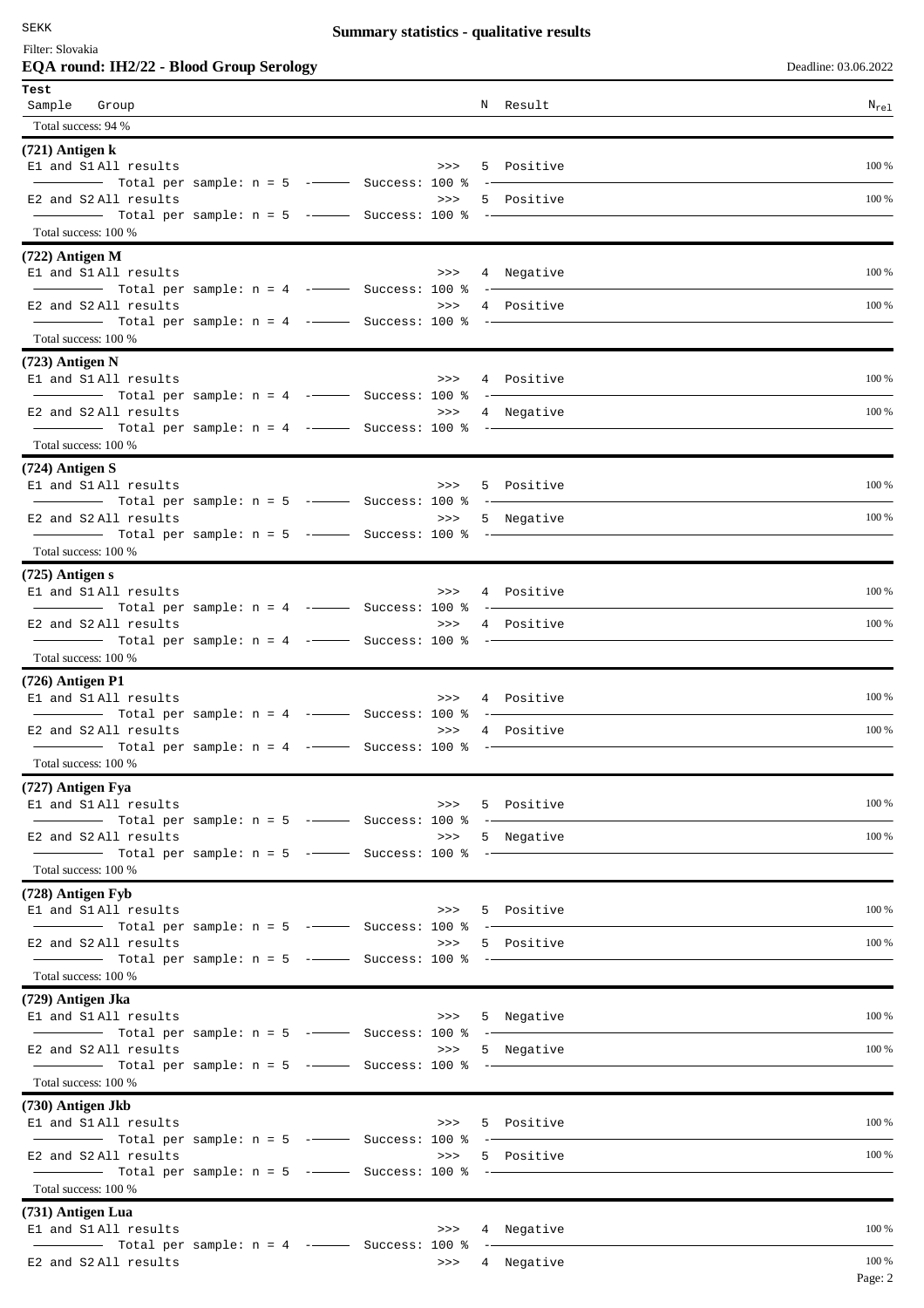SEKK

**Summary statistics - qualitative results**

Filter: Slovakia

**EQA round: IH2/22 - Blood Group Serology**

Deadline: 03.06.2022

| Test / Sample | Group | | N | Result | $N_{rel}$ |
|---|---|---|---|---|---|
| Total success: 94 % | | | | | |
| **(721) Antigen k** | | | | | |
| E1 and S1 | All results | >>> | 5 | Positive | 100 % |
| | Total per sample: n = 5 | Success: 100 % | | | |
| E2 and S2 | All results | >>> | 5 | Positive | 100 % |
| | Total per sample: n = 5 | Success: 100 % | | | |
| Total success: 100 % | | | | | |
| **(722) Antigen M** | | | | | |
| E1 and S1 | All results | >>> | 4 | Negative | 100 % |
| | Total per sample: n = 4 | Success: 100 % | | | |
| E2 and S2 | All results | >>> | 4 | Positive | 100 % |
| | Total per sample: n = 4 | Success: 100 % | | | |
| Total success: 100 % | | | | | |
| **(723) Antigen N** | | | | | |
| E1 and S1 | All results | >>> | 4 | Positive | 100 % |
| | Total per sample: n = 4 | Success: 100 % | | | |
| E2 and S2 | All results | >>> | 4 | Negative | 100 % |
| | Total per sample: n = 4 | Success: 100 % | | | |
| Total success: 100 % | | | | | |
| **(724) Antigen S** | | | | | |
| E1 and S1 | All results | >>> | 5 | Positive | 100 % |
| | Total per sample: n = 5 | Success: 100 % | | | |
| E2 and S2 | All results | >>> | 5 | Negative | 100 % |
| | Total per sample: n = 5 | Success: 100 % | | | |
| Total success: 100 % | | | | | |
| **(725) Antigen s** | | | | | |
| E1 and S1 | All results | >>> | 4 | Positive | 100 % |
| | Total per sample: n = 4 | Success: 100 % | | | |
| E2 and S2 | All results | >>> | 4 | Positive | 100 % |
| | Total per sample: n = 4 | Success: 100 % | | | |
| Total success: 100 % | | | | | |
| **(726) Antigen P1** | | | | | |
| E1 and S1 | All results | >>> | 4 | Positive | 100 % |
| | Total per sample: n = 4 | Success: 100 % | | | |
| E2 and S2 | All results | >>> | 4 | Positive | 100 % |
| | Total per sample: n = 4 | Success: 100 % | | | |
| Total success: 100 % | | | | | |
| **(727) Antigen Fya** | | | | | |
| E1 and S1 | All results | >>> | 5 | Positive | 100 % |
| | Total per sample: n = 5 | Success: 100 % | | | |
| E2 and S2 | All results | >>> | 5 | Negative | 100 % |
| | Total per sample: n = 5 | Success: 100 % | | | |
| Total success: 100 % | | | | | |
| **(728) Antigen Fyb** | | | | | |
| E1 and S1 | All results | >>> | 5 | Positive | 100 % |
| | Total per sample: n = 5 | Success: 100 % | | | |
| E2 and S2 | All results | >>> | 5 | Positive | 100 % |
| | Total per sample: n = 5 | Success: 100 % | | | |
| Total success: 100 % | | | | | |
| **(729) Antigen Jka** | | | | | |
| E1 and S1 | All results | >>> | 5 | Negative | 100 % |
| | Total per sample: n = 5 | Success: 100 % | | | |
| E2 and S2 | All results | >>> | 5 | Negative | 100 % |
| | Total per sample: n = 5 | Success: 100 % | | | |
| Total success: 100 % | | | | | |
| **(730) Antigen Jkb** | | | | | |
| E1 and S1 | All results | >>> | 5 | Positive | 100 % |
| | Total per sample: n = 5 | Success: 100 % | | | |
| E2 and S2 | All results | >>> | 5 | Positive | 100 % |
| | Total per sample: n = 5 | Success: 100 % | | | |
| Total success: 100 % | | | | | |
| **(731) Antigen Lua** | | | | | |
| E1 and S1 | All results | >>> | 4 | Negative | 100 % |
| | Total per sample: n = 4 | Success: 100 % | | | |
| E2 and S2 | All results | >>> | 4 | Negative | 100 % |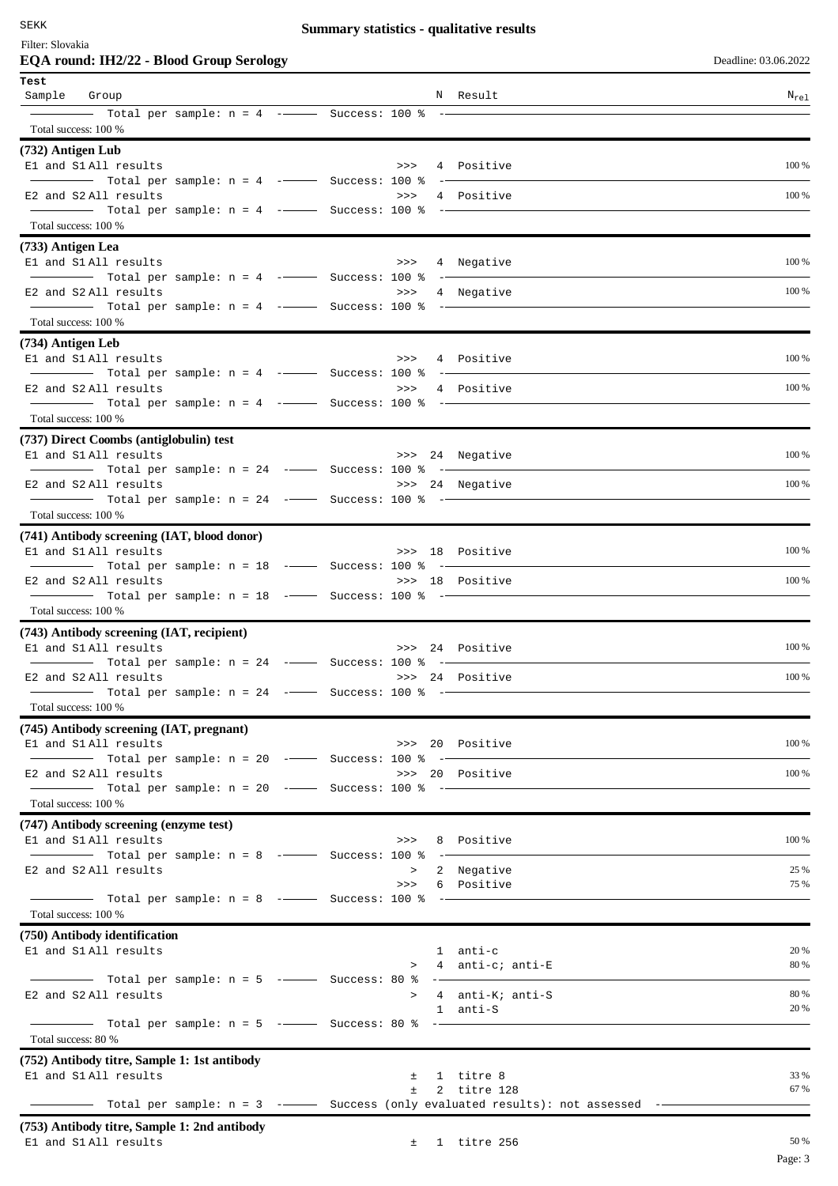Filter: Slovakia

**EQA round: IH2/22 - Blood Group Serology**

Deadline: 03.06.2022

| Test / Sample | Group | | N | Result | $N_{rel}$ |
|---|---|---|---|---|---|
| Total per sample: n = 4 | | Success: 100 % | | | |
| Total success: 100 % | | | | | |
| **(732) Antigen Lub** | | | | | |
| E1 and S1 | All results | >>> | 4 | Positive | 100 % |
| Total per sample: n = 4 | | Success: 100 % | | | |
| E2 and S2 | All results | >>> | 4 | Positive | 100 % |
| Total per sample: n = 4 | | Success: 100 % | | | |
| Total success: 100 % | | | | | |
| **(733) Antigen Lea** | | | | | |
| E1 and S1 | All results | >>> | 4 | Negative | 100 % |
| Total per sample: n = 4 | | Success: 100 % | | | |
| E2 and S2 | All results | >>> | 4 | Negative | 100 % |
| Total per sample: n = 4 | | Success: 100 % | | | |
| Total success: 100 % | | | | | |
| **(734) Antigen Leb** | | | | | |
| E1 and S1 | All results | >>> | 4 | Positive | 100 % |
| Total per sample: n = 4 | | Success: 100 % | | | |
| E2 and S2 | All results | >>> | 4 | Positive | 100 % |
| Total per sample: n = 4 | | Success: 100 % | | | |
| Total success: 100 % | | | | | |
| **(737) Direct Coombs (antiglobulin) test** | | | | | |
| E1 and S1 | All results | >>> | 24 | Negative | 100 % |
| Total per sample: n = 24 | | Success: 100 % | | | |
| E2 and S2 | All results | >>> | 24 | Negative | 100 % |
| Total per sample: n = 24 | | Success: 100 % | | | |
| Total success: 100 % | | | | | |
| **(741) Antibody screening (IAT, blood donor)** | | | | | |
| E1 and S1 | All results | >>> | 18 | Positive | 100 % |
| Total per sample: n = 18 | | Success: 100 % | | | |
| E2 and S2 | All results | >>> | 18 | Positive | 100 % |
| Total per sample: n = 18 | | Success: 100 % | | | |
| Total success: 100 % | | | | | |
| **(743) Antibody screening (IAT, recipient)** | | | | | |
| E1 and S1 | All results | >>> | 24 | Positive | 100 % |
| Total per sample: n = 24 | | Success: 100 % | | | |
| E2 and S2 | All results | >>> | 24 | Positive | 100 % |
| Total per sample: n = 24 | | Success: 100 % | | | |
| Total success: 100 % | | | | | |
| **(745) Antibody screening (IAT, pregnant)** | | | | | |
| E1 and S1 | All results | >>> | 20 | Positive | 100 % |
| Total per sample: n = 20 | | Success: 100 % | | | |
| E2 and S2 | All results | >>> | 20 | Positive | 100 % |
| Total per sample: n = 20 | | Success: 100 % | | | |
| Total success: 100 % | | | | | |
| **(747) Antibody screening (enzyme test)** | | | | | |
| E1 and S1 | All results | >>> | 8 | Positive | 100 % |
| Total per sample: n = 8 | | Success: 100 % | | | |
| E2 and S2 | All results | > | 2 | Negative | 25 % |
| | | >>> | 6 | Positive | 75 % |
| Total per sample: n = 8 | | Success: 100 % | | | |
| Total success: 100 % | | | | | |
| **(750) Antibody identification** | | | | | |
| E1 and S1 | All results | | 1 | anti-c | 20 % |
| | | > | 4 | anti-c; anti-E | 80 % |
| Total per sample: n = 5 | | Success: 80 % | | | |
| E2 and S2 | All results | > | 4 | anti-K; anti-S | 80 % |
| | | | 1 | anti-S | 20 % |
| Total per sample: n = 5 | | Success: 80 % | | | |
| Total success: 80 % | | | | | |
| **(752) Antibody titre, Sample 1: 1st antibody** | | | | | |
| E1 and S1 | All results | ± | 1 | titre 8 | 33 % |
| | | ± | 2 | titre 128 | 67 % |
| Total per sample: n = 3 | | Success (only evaluated results): not assessed | | | |
| **(753) Antibody titre, Sample 1: 2nd antibody** | | | | | |
| E1 and S1 | All results | ± | 1 | titre 256 | 50 % |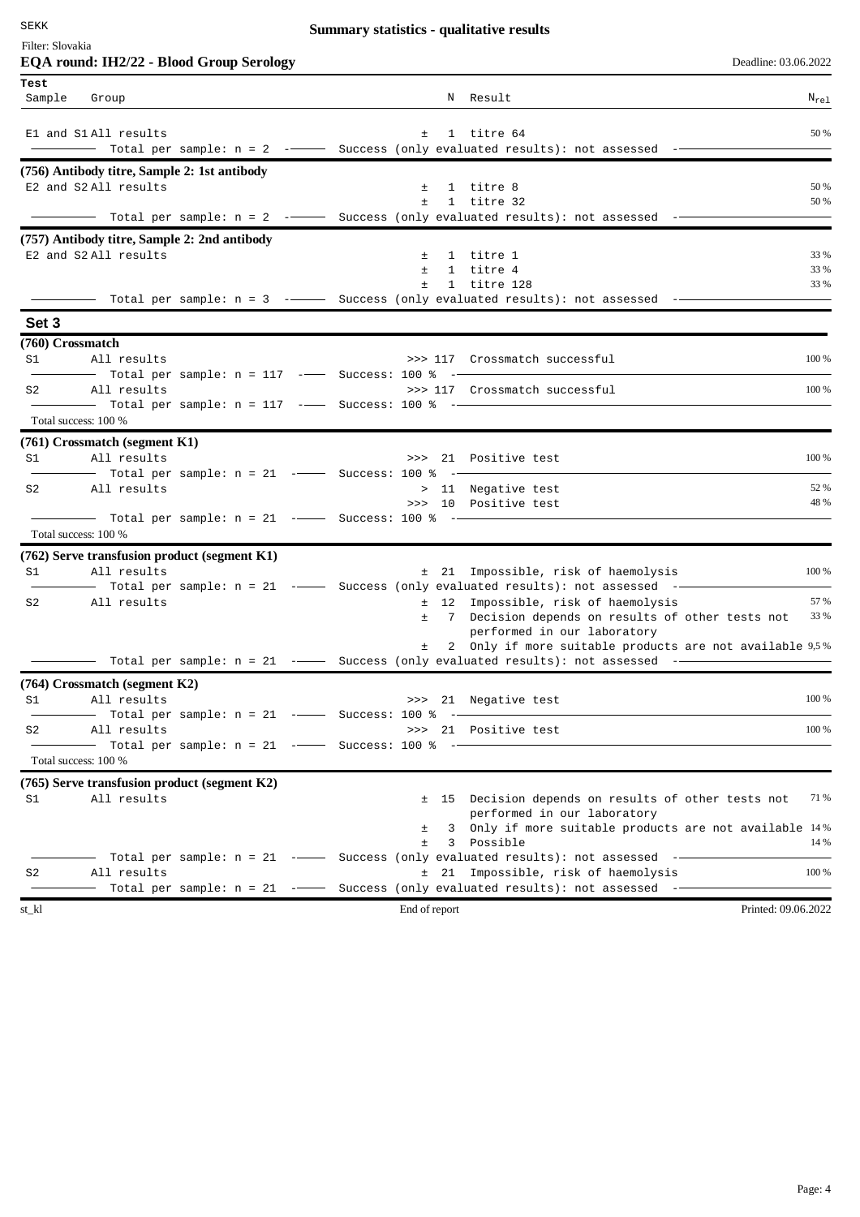Filter: Slovakia

**EQA round: IH2/22 - Blood Group Serology**

Deadline: 03.06.2022

| Test Sample | Group | N | Result | N_rel |
|---|---|---|---|---|
| E1 and S1 | All results | ± 1 | titre 64 | 50 % |
| | Total per sample: n = 2 | | Success (only evaluated results): not assessed | |

**(756) Antibody titre, Sample 2: 1st antibody**

| Sample | Group | N | Result | N_rel |
|---|---|---|---|---|
| E2 and S2 | All results | ± 1 | titre 8 | 50 % |
| | | ± 1 | titre 32 | 50 % |
| | Total per sample: n = 2 | | Success (only evaluated results): not assessed | |

**(757) Antibody titre, Sample 2: 2nd antibody**

| Sample | Group | N | Result | N_rel |
|---|---|---|---|---|
| E2 and S2 | All results | ± 1 | titre 1 | 33 % |
| | | ± 1 | titre 4 | 33 % |
| | | ± 1 | titre 128 | 33 % |
| | Total per sample: n = 3 | | Success (only evaluated results): not assessed | |

## Set 3

**(760) Crossmatch**

| Sample | Group | N | Result | N_rel |
|---|---|---|---|---|
| S1 | All results | >>> 117 | Crossmatch successful | 100 % |
| | Total per sample: n = 117 | | Success: 100 % | |
| S2 | All results | >>> 117 | Crossmatch successful | 100 % |
| | Total per sample: n = 117 | | Success: 100 % | |

Total success: 100 %

**(761) Crossmatch (segment K1)**

| Sample | Group | N | Result | N_rel |
|---|---|---|---|---|
| S1 | All results | >>> 21 | Positive test | 100 % |
| | Total per sample: n = 21 | | Success: 100 % | |
| S2 | All results | > 11 | Negative test | 52 % |
| | | >>> 10 | Positive test | 48 % |
| | Total per sample: n = 21 | | Success: 100 % | |

Total success: 100 %

**(762) Serve transfusion product (segment K1)**

| Sample | Group | N | Result | N_rel |
|---|---|---|---|---|
| S1 | All results | ± 21 | Impossible, risk of haemolysis | 100 % |
| | Total per sample: n = 21 | | Success (only evaluated results): not assessed | |
| S2 | All results | ± 12 | Impossible, risk of haemolysis | 57 % |
| | | ± 7 | Decision depends on results of other tests not performed in our laboratory | 33 % |
| | | ± 2 | Only if more suitable products are not available | 9,5 % |
| | Total per sample: n = 21 | | Success (only evaluated results): not assessed | |

**(764) Crossmatch (segment K2)**

| Sample | Group | N | Result | N_rel |
|---|---|---|---|---|
| S1 | All results | >>> 21 | Negative test | 100 % |
| | Total per sample: n = 21 | | Success: 100 % | |
| S2 | All results | >>> 21 | Positive test | 100 % |
| | Total per sample: n = 21 | | Success: 100 % | |

Total success: 100 %

**(765) Serve transfusion product (segment K2)**

| Sample | Group | N | Result | N_rel |
|---|---|---|---|---|
| S1 | All results | ± 15 | Decision depends on results of other tests not performed in our laboratory | 71 % |
| | | ± 3 | Only if more suitable products are not available | 14 % |
| | | ± 3 | Possible | 14 % |
| | Total per sample: n = 21 | | Success (only evaluated results): not assessed | |
| S2 | All results | ± 21 | Impossible, risk of haemolysis | 100 % |
| | Total per sample: n = 21 | | Success (only evaluated results): not assessed | |

End of report

Printed: 09.06.2022